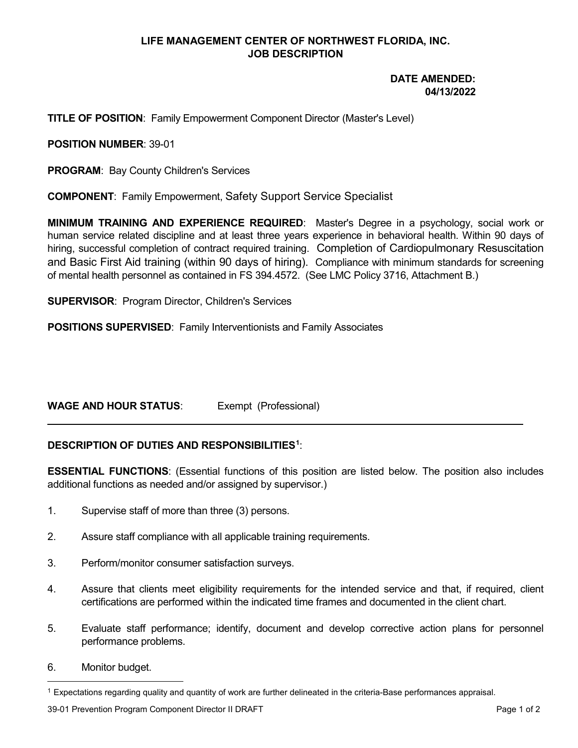**LIFE MANAGEMENT CENTER OF NORTHWEST FLORIDA, INC.**
**JOB DESCRIPTION**

**DATE AMENDED:**
**04/13/2022**

**TITLE OF POSITION**: Family Empowerment Component Director (Master's Level)

**POSITION NUMBER**: 39-01

**PROGRAM**: Bay County Children's Services

**COMPONENT**: Family Empowerment, Safety Support Service Specialist

**MINIMUM TRAINING AND EXPERIENCE REQUIRED**: Master's Degree in a psychology, social work or human service related discipline and at least three years experience in behavioral health. Within 90 days of hiring, successful completion of contract required training. Completion of Cardiopulmonary Resuscitation and Basic First Aid training (within 90 days of hiring). Compliance with minimum standards for screening of mental health personnel as contained in FS 394.4572. (See LMC Policy 3716, Attachment B.)

**SUPERVISOR**: Program Director, Children's Services

**POSITIONS SUPERVISED**: Family Interventionists and Family Associates

**WAGE AND HOUR STATUS**: Exempt (Professional)

---

**DESCRIPTION OF DUTIES AND RESPONSIBILITIES**[1]:

**ESSENTIAL FUNCTIONS**: (Essential functions of this position are listed below. The position also includes additional functions as needed and/or assigned by supervisor.)

1. Supervise staff of more than three (3) persons.

2. Assure staff compliance with all applicable training requirements.

3. Perform/monitor consumer satisfaction surveys.

4. Assure that clients meet eligibility requirements for the intended service and that, if required, client certifications are performed within the indicated time frames and documented in the client chart.

5. Evaluate staff performance; identify, document and develop corrective action plans for personnel performance problems.

6. Monitor budget.

[1] Expectations regarding quality and quantity of work are further delineated in the criteria-Base performances appraisal.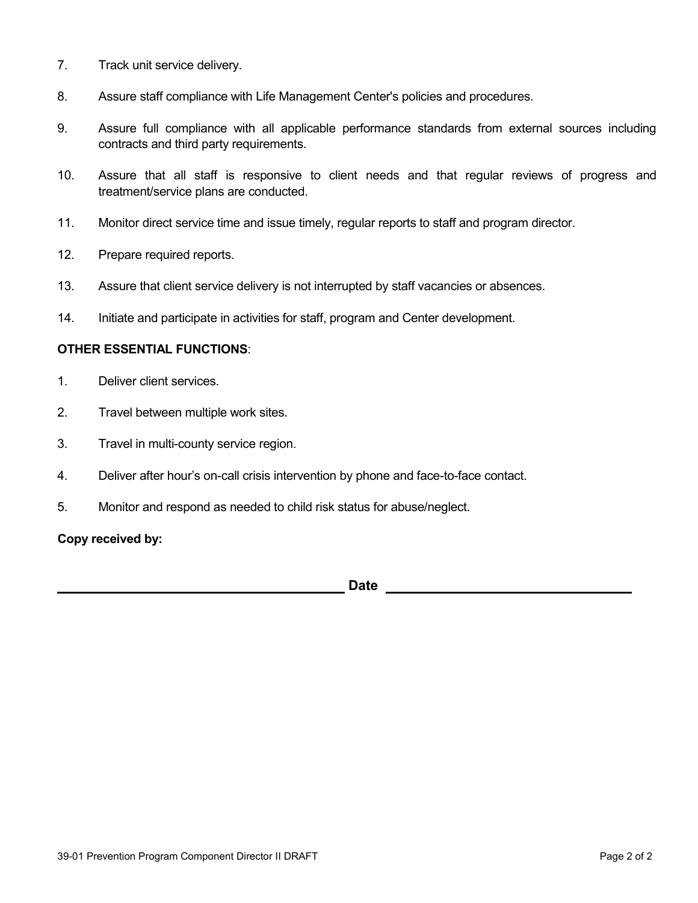7. Track unit service delivery.
8. Assure staff compliance with Life Management Center's policies and procedures.
9. Assure full compliance with all applicable performance standards from external sources including contracts and third party requirements.
10. Assure that all staff is responsive to client needs and that regular reviews of progress and treatment/service plans are conducted.
11. Monitor direct service time and issue timely, regular reports to staff and program director.
12. Prepare required reports.
13. Assure that client service delivery is not interrupted by staff vacancies or absences.
14. Initiate and participate in activities for staff, program and Center development.

**OTHER ESSENTIAL FUNCTIONS**:

1. Deliver client services.
2. Travel between multiple work sites.
3. Travel in multi-county service region.
4. Deliver after hour's on-call crisis intervention by phone and face-to-face contact.
5. Monitor and respond as needed to child risk status for abuse/neglect.

**Copy received by:**

\_\_\_\_\_\_\_\_\_\_\_\_\_\_\_\_\_\_\_\_\_\_\_\_\_\_\_\_\_\_\_\_\_\_\_\_ **Date** \_\_\_\_\_\_\_\_\_\_\_\_\_\_\_\_\_\_\_\_\_\_\_\_\_\_\_\_\_\_\_\_